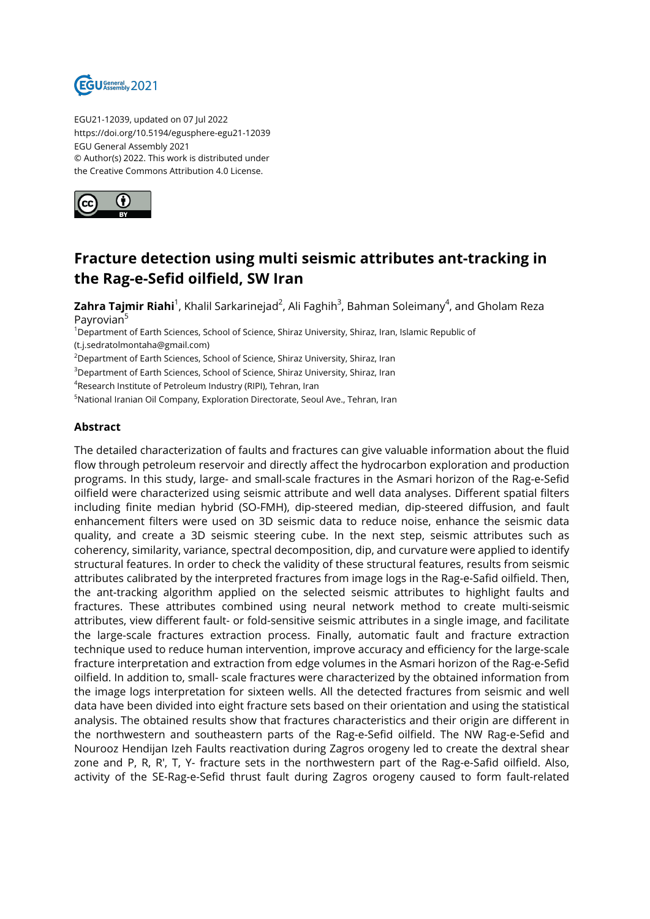EGU21-12039, updated on 07 Jul 2022
https://doi.org/10.5194/egusphere-egu21-12039
EGU General Assembly 2021
© Author(s) 2022. This work is distributed under
the Creative Commons Attribution 4.0 License.

# Fracture detection using multi seismic attributes ant-tracking in the Rag-e-Sefid oilfield, SW Iran

**Zahra Tajmir Riahi**[1], Khalil Sarkarinejad[2], Ali Faghih[3], Bahman Soleimany[4], and Gholam Reza Payrovian[5]

[1]Department of Earth Sciences, School of Science, Shiraz University, Shiraz, Iran, Islamic Republic of (t.j.sedratolmontaha@gmail.com)

[2]Department of Earth Sciences, School of Science, Shiraz University, Shiraz, Iran

[3]Department of Earth Sciences, School of Science, Shiraz University, Shiraz, Iran

[4]Research Institute of Petroleum Industry (RIPI), Tehran, Iran

[5]National Iranian Oil Company, Exploration Directorate, Seoul Ave., Tehran, Iran

## Abstract

The detailed characterization of faults and fractures can give valuable information about the fluid flow through petroleum reservoir and directly affect the hydrocarbon exploration and production programs. In this study, large- and small-scale fractures in the Asmari horizon of the Rag-e-Sefid oilfield were characterized using seismic attribute and well data analyses. Different spatial filters including finite median hybrid (SO-FMH), dip-steered median, dip-steered diffusion, and fault enhancement filters were used on 3D seismic data to reduce noise, enhance the seismic data quality, and create a 3D seismic steering cube. In the next step, seismic attributes such as coherency, similarity, variance, spectral decomposition, dip, and curvature were applied to identify structural features. In order to check the validity of these structural features, results from seismic attributes calibrated by the interpreted fractures from image logs in the Rag-e-Safid oilfield. Then, the ant-tracking algorithm applied on the selected seismic attributes to highlight faults and fractures. These attributes combined using neural network method to create multi-seismic attributes, view different fault- or fold-sensitive seismic attributes in a single image, and facilitate the large-scale fractures extraction process. Finally, automatic fault and fracture extraction technique used to reduce human intervention, improve accuracy and efficiency for the large-scale fracture interpretation and extraction from edge volumes in the Asmari horizon of the Rag-e-Sefid oilfield. In addition to, small- scale fractures were characterized by the obtained information from the image logs interpretation for sixteen wells. All the detected fractures from seismic and well data have been divided into eight fracture sets based on their orientation and using the statistical analysis. The obtained results show that fractures characteristics and their origin are different in the northwestern and southeastern parts of the Rag-e-Sefid oilfield. The NW Rag-e-Sefid and Nourooz Hendijan Izeh Faults reactivation during Zagros orogeny led to create the dextral shear zone and P, R, R', T, Y- fracture sets in the northwestern part of the Rag-e-Safid oilfield. Also, activity of the SE-Rag-e-Sefid thrust fault during Zagros orogeny caused to form fault-related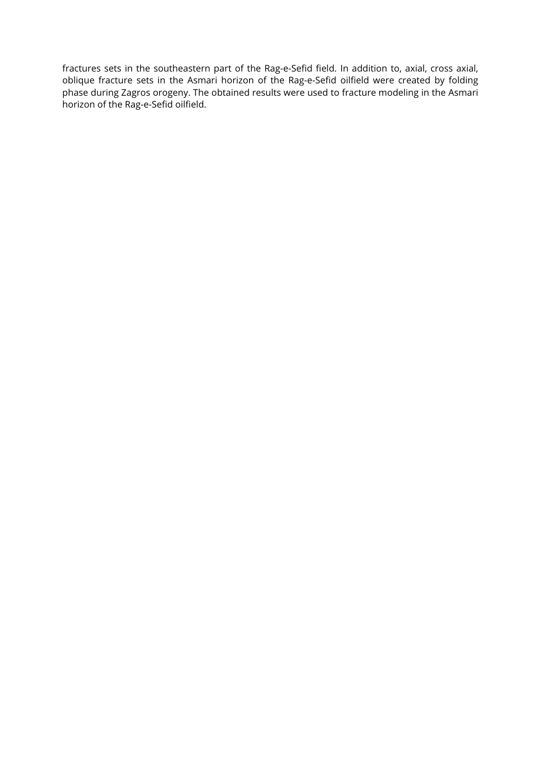fractures sets in the southeastern part of the Rag-e-Sefid field. In addition to, axial, cross axial, oblique fracture sets in the Asmari horizon of the Rag-e-Sefid oilfield were created by folding phase during Zagros orogeny. The obtained results were used to fracture modeling in the Asmari horizon of the Rag-e-Sefid oilfield.